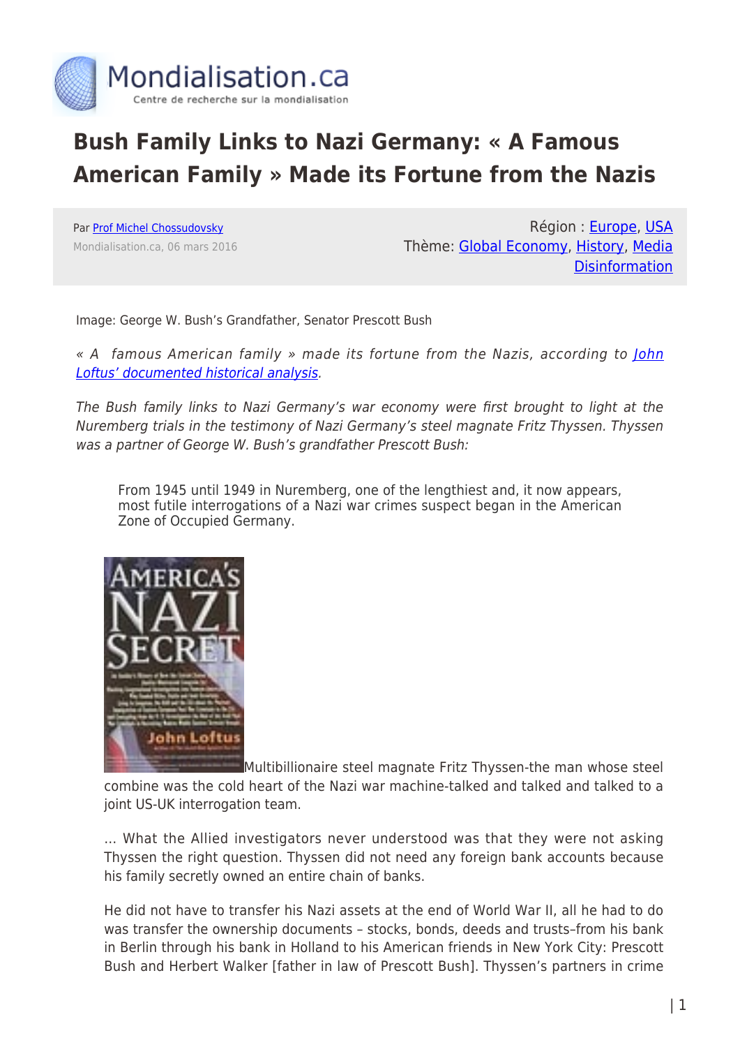# Bush Family Links to Nazi Germany: « A Famous American Family » Made its Fortune from the Nazis

Par Prof Michel Chossudovsky
Mondialisation.ca, 06 mars 2016

Région : Europe, USA
Thème: Global Economy, History, Media Disinformation

Image: George W. Bush's Grandfather, Senator Prescott Bush

*« A famous American family » made its fortune from the Nazis, according to John Loftus' documented historical analysis.*

*The Bush family links to Nazi Germany's war economy were first brought to light at the Nuremberg trials in the testimony of Nazi Germany's steel magnate Fritz Thyssen. Thyssen was a partner of George W. Bush's grandfather Prescott Bush:*

> From 1945 until 1949 in Nuremberg, one of the lengthiest and, it now appears, most futile interrogations of a Nazi war crimes suspect began in the American Zone of Occupied Germany.
>
> Multibillionaire steel magnate Fritz Thyssen-the man whose steel combine was the cold heart of the Nazi war machine-talked and talked and talked to a joint US-UK interrogation team.
>
> … What the Allied investigators never understood was that they were not asking Thyssen the right question. Thyssen did not need any foreign bank accounts because his family secretly owned an entire chain of banks.
>
> He did not have to transfer his Nazi assets at the end of World War II, all he had to do was transfer the ownership documents – stocks, bonds, deeds and trusts–from his bank in Berlin through his bank in Holland to his American friends in New York City: Prescott Bush and Herbert Walker [father in law of Prescott Bush]. Thyssen's partners in crime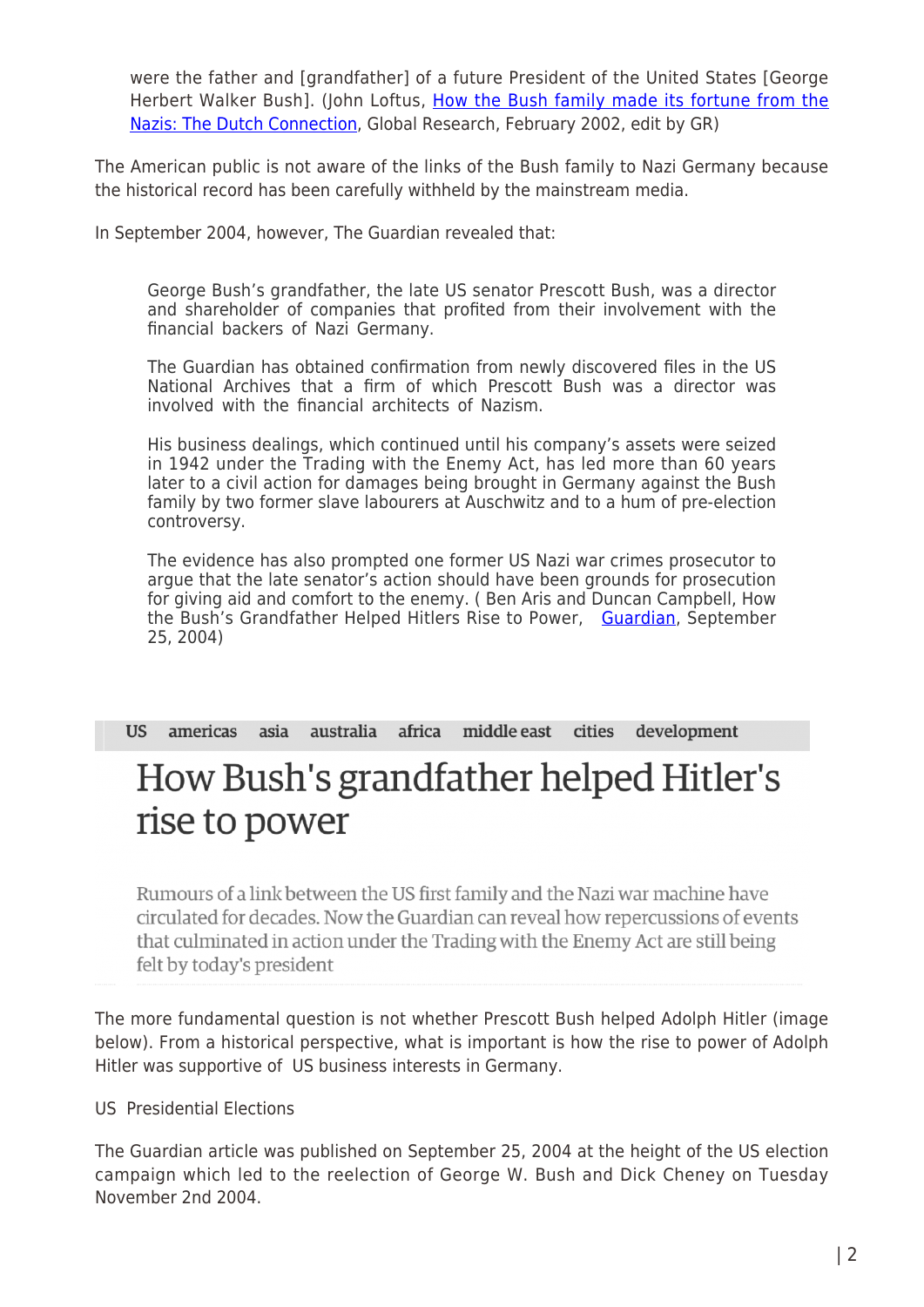> were the father and [grandfather] of a future President of the United States [George Herbert Walker Bush]. (John Loftus, How the Bush family made its fortune from the Nazis: The Dutch Connection, Global Research, February 2002, edit by GR)

The American public is not aware of the links of the Bush family to Nazi Germany because the historical record has been carefully withheld by the mainstream media.

In September 2004, however, The Guardian revealed that:

> George Bush's grandfather, the late US senator Prescott Bush, was a director and shareholder of companies that profited from their involvement with the financial backers of Nazi Germany.
>
> The Guardian has obtained confirmation from newly discovered files in the US National Archives that a firm of which Prescott Bush was a director was involved with the financial architects of Nazism.
>
> His business dealings, which continued until his company's assets were seized in 1942 under the Trading with the Enemy Act, has led more than 60 years later to a civil action for damages being brought in Germany against the Bush family by two former slave labourers at Auschwitz and to a hum of pre-election controversy.
>
> The evidence has also prompted one former US Nazi war crimes prosecutor to argue that the late senator's action should have been grounds for prosecution for giving aid and comfort to the enemy. ( Ben Aris and Duncan Campbell, How the Bush's Grandfather Helped Hitlers Rise to Power, Guardian, September 25, 2004)

US americas asia australia africa middle east cities development

# How Bush's grandfather helped Hitler's rise to power

Rumours of a link between the US first family and the Nazi war machine have circulated for decades. Now the Guardian can reveal how repercussions of events that culminated in action under the Trading with the Enemy Act are still being felt by today's president

The more fundamental question is not whether Prescott Bush helped Adolph Hitler (image below). From a historical perspective, what is important is how the rise to power of Adolph Hitler was supportive of US business interests in Germany.

US Presidential Elections

The Guardian article was published on September 25, 2004 at the height of the US election campaign which led to the reelection of George W. Bush and Dick Cheney on Tuesday November 2nd 2004.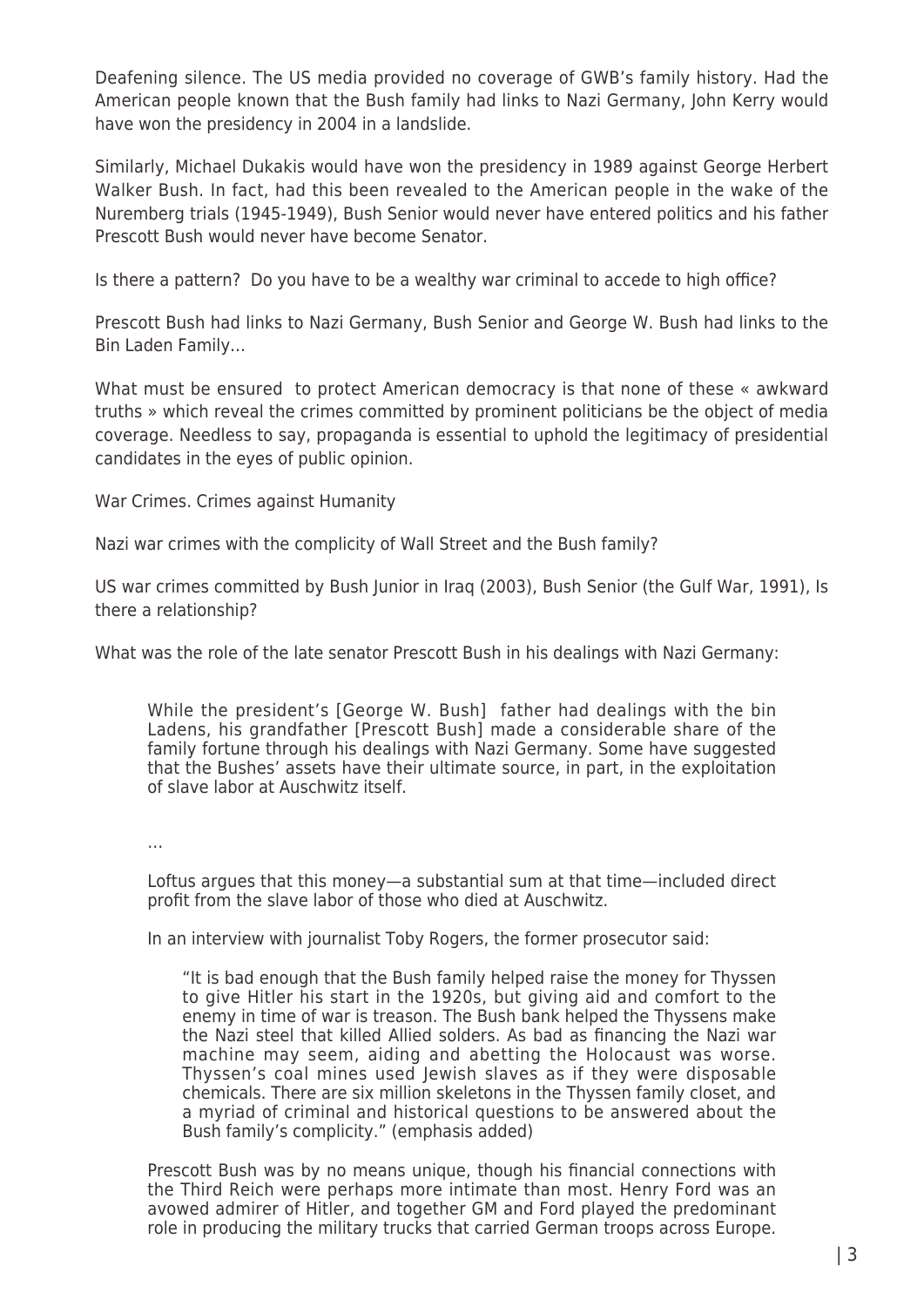Deafening silence. The US media provided no coverage of GWB's family history. Had the American people known that the Bush family had links to Nazi Germany, John Kerry would have won the presidency in 2004 in a landslide.

Similarly, Michael Dukakis would have won the presidency in 1989 against George Herbert Walker Bush. In fact, had this been revealed to the American people in the wake of the Nuremberg trials (1945-1949), Bush Senior would never have entered politics and his father Prescott Bush would never have become Senator.

Is there a pattern? Do you have to be a wealthy war criminal to accede to high office?

Prescott Bush had links to Nazi Germany, Bush Senior and George W. Bush had links to the Bin Laden Family…

What must be ensured to protect American democracy is that none of these « awkward truths » which reveal the crimes committed by prominent politicians be the object of media coverage. Needless to say, propaganda is essential to uphold the legitimacy of presidential candidates in the eyes of public opinion.

War Crimes. Crimes against Humanity

Nazi war crimes with the complicity of Wall Street and the Bush family?

US war crimes committed by Bush Junior in Iraq (2003), Bush Senior (the Gulf War, 1991), Is there a relationship?

What was the role of the late senator Prescott Bush in his dealings with Nazi Germany:

> While the president's [George W. Bush] father had dealings with the bin Ladens, his grandfather [Prescott Bush] made a considerable share of the family fortune through his dealings with Nazi Germany. Some have suggested that the Bushes' assets have their ultimate source, in part, in the exploitation of slave labor at Auschwitz itself.
>
> …
>
> Loftus argues that this money—a substantial sum at that time—included direct profit from the slave labor of those who died at Auschwitz.
>
> In an interview with journalist Toby Rogers, the former prosecutor said:
>
> > "It is bad enough that the Bush family helped raise the money for Thyssen to give Hitler his start in the 1920s, but giving aid and comfort to the enemy in time of war is treason. The Bush bank helped the Thyssens make the Nazi steel that killed Allied soldiers. As bad as financing the Nazi war machine may seem, aiding and abetting the Holocaust was worse. Thyssen's coal mines used Jewish slaves as if they were disposable chemicals. There are six million skeletons in the Thyssen family closet, and a myriad of criminal and historical questions to be answered about the Bush family's complicity." (emphasis added)
>
> Prescott Bush was by no means unique, though his financial connections with the Third Reich were perhaps more intimate than most. Henry Ford was an avowed admirer of Hitler, and together GM and Ford played the predominant role in producing the military trucks that carried German troops across Europe.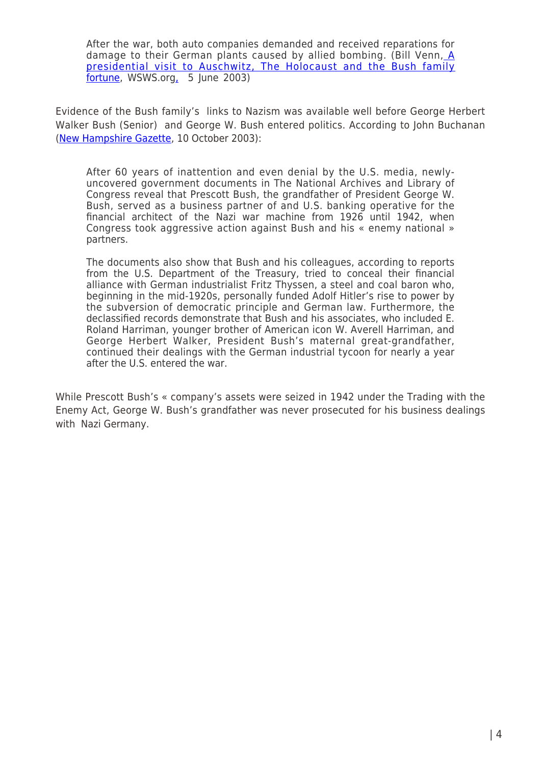> After the war, both auto companies demanded and received reparations for damage to their German plants caused by allied bombing. (Bill Venn, [A presidential visit to Auschwitz, The Holocaust and the Bush family fortune](), WSWS.org, 5 June 2003)

Evidence of the Bush family's links to Nazism was available well before George Herbert Walker Bush (Senior) and George W. Bush entered politics. According to John Buchanan ([New Hampshire Gazette](), 10 October 2003):

> After 60 years of inattention and even denial by the U.S. media, newly-uncovered government documents in The National Archives and Library of Congress reveal that Prescott Bush, the grandfather of President George W. Bush, served as a business partner of and U.S. banking operative for the financial architect of the Nazi war machine from 1926 until 1942, when Congress took aggressive action against Bush and his « enemy national » partners.
>
> The documents also show that Bush and his colleagues, according to reports from the U.S. Department of the Treasury, tried to conceal their financial alliance with German industrialist Fritz Thyssen, a steel and coal baron who, beginning in the mid-1920s, personally funded Adolf Hitler's rise to power by the subversion of democratic principle and German law. Furthermore, the declassified records demonstrate that Bush and his associates, who included E. Roland Harriman, younger brother of American icon W. Averell Harriman, and George Herbert Walker, President Bush's maternal great-grandfather, continued their dealings with the German industrial tycoon for nearly a year after the U.S. entered the war.

While Prescott Bush's « company's assets were seized in 1942 under the Trading with the Enemy Act, George W. Bush's grandfather was never prosecuted for his business dealings with Nazi Germany.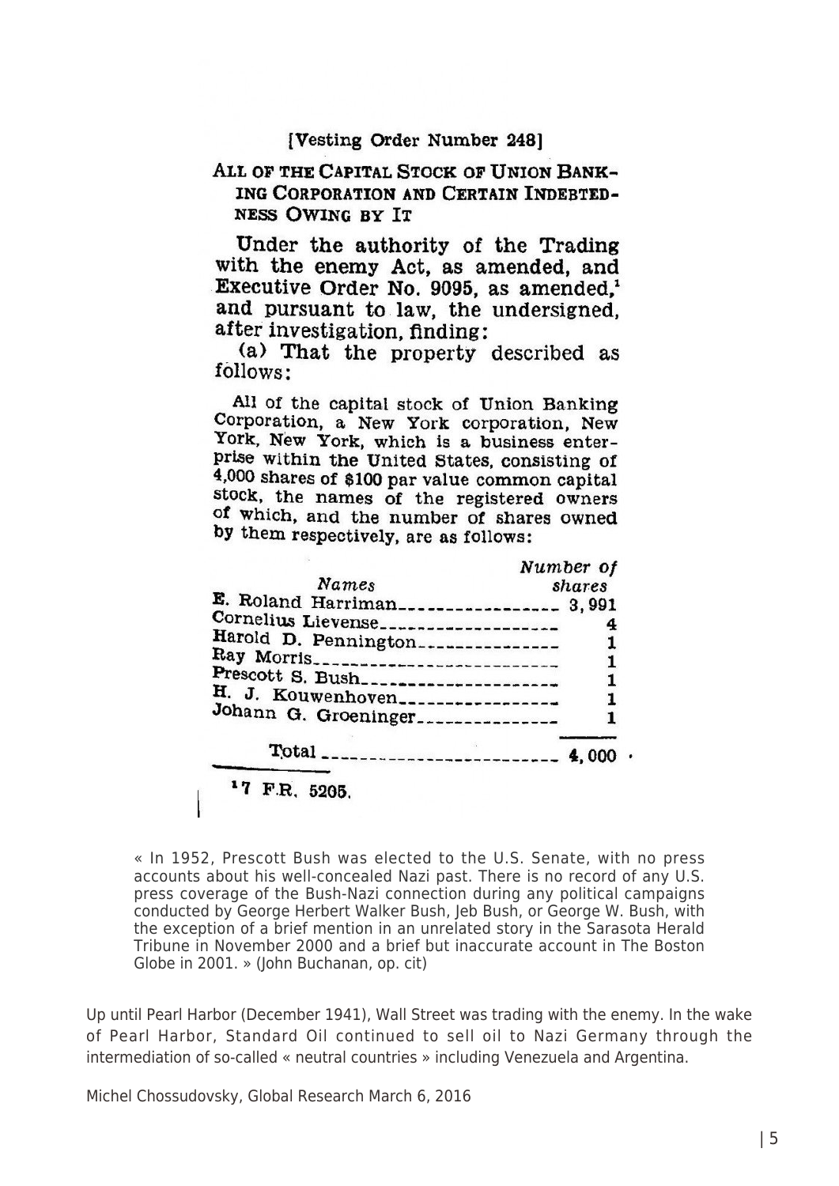[Vesting Order Number 248]

ALL OF THE CAPITAL STOCK OF UNION BANKING CORPORATION AND CERTAIN INDEBTEDNESS OWING BY IT

Under the authority of the Trading with the enemy Act, as amended, and Executive Order No. 9095, as amended,[1] and pursuant to law, the undersigned, after investigation, finding:

(a) That the property described as follows:

All of the capital stock of Union Banking Corporation, a New York corporation, New York, New York, which is a business enterprise within the United States, consisting of 4,000 shares of $100 par value common capital stock, the names of the registered owners of which, and the number of shares owned by them respectively, are as follows:

| *Names* | *Number of shares* |
|---|---|
| E. Roland Harriman | 3,991 |
| Cornelius Lievense | 4 |
| Harold D. Pennington | 1 |
| Ray Morris | 1 |
| Prescott S. Bush | 1 |
| H. J. Kouwenhoven | 1 |
| Johann G. Groeninger | 1 |
| Total | 4,000 |

[1] 7 F.R. 5205.

« In 1952, Prescott Bush was elected to the U.S. Senate, with no press accounts about his well-concealed Nazi past. There is no record of any U.S. press coverage of the Bush-Nazi connection during any political campaigns conducted by George Herbert Walker Bush, Jeb Bush, or George W. Bush, with the exception of a brief mention in an unrelated story in the Sarasota Herald Tribune in November 2000 and a brief but inaccurate account in The Boston Globe in 2001. » (John Buchanan, op. cit)

Up until Pearl Harbor (December 1941), Wall Street was trading with the enemy. In the wake of Pearl Harbor, Standard Oil continued to sell oil to Nazi Germany through the intermediation of so-called « neutral countries » including Venezuela and Argentina.

Michel Chossudovsky, Global Research March 6, 2016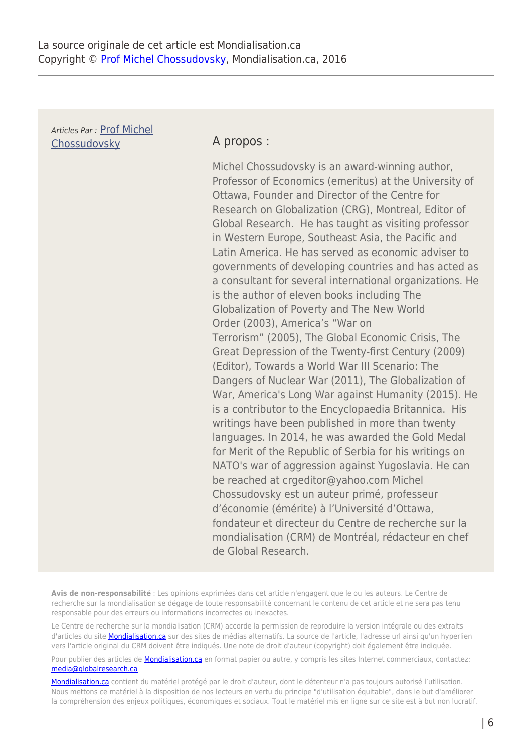La source originale de cet article est Mondialisation.ca
Copyright © [Prof Michel Chossudovsky](), Mondialisation.ca, 2016

---

*Articles Par :* [Prof Michel Chossudovsky]()

## A propos :

Michel Chossudovsky is an award-winning author, Professor of Economics (emeritus) at the University of Ottawa, Founder and Director of the Centre for Research on Globalization (CRG), Montreal, Editor of Global Research. He has taught as visiting professor in Western Europe, Southeast Asia, the Pacific and Latin America. He has served as economic adviser to governments of developing countries and has acted as a consultant for several international organizations. He is the author of eleven books including The Globalization of Poverty and The New World Order (2003), America's "War on Terrorism" (2005), The Global Economic Crisis, The Great Depression of the Twenty-first Century (2009) (Editor), Towards a World War III Scenario: The Dangers of Nuclear War (2011), The Globalization of War, America's Long War against Humanity (2015). He is a contributor to the Encyclopaedia Britannica. His writings have been published in more than twenty languages. In 2014, he was awarded the Gold Medal for Merit of the Republic of Serbia for his writings on NATO's war of aggression against Yugoslavia. He can be reached at crgeditor@yahoo.com Michel Chossudovsky est un auteur primé, professeur d'économie (émérite) à l'Université d'Ottawa, fondateur et directeur du Centre de recherche sur la mondialisation (CRM) de Montréal, rédacteur en chef de Global Research.

**Avis de non-responsabilité** : Les opinions exprimées dans cet article n'engagent que le ou les auteurs. Le Centre de recherche sur la mondialisation se dégage de toute responsabilité concernant le contenu de cet article et ne sera pas tenu responsable pour des erreurs ou informations incorrectes ou inexactes.

Le Centre de recherche sur la mondialisation (CRM) accorde la permission de reproduire la version intégrale ou des extraits d'articles du site [Mondialisation.ca]() sur des sites de médias alternatifs. La source de l'article, l'adresse url ainsi qu'un hyperlien vers l'article original du CRM doivent être indiqués. Une note de droit d'auteur (copyright) doit également être indiquée.

Pour publier des articles de [Mondialisation.ca]() en format papier ou autre, y compris les sites Internet commerciaux, contactez: [media@globalresearch.ca]()

[Mondialisation.ca]() contient du matériel protégé par le droit d'auteur, dont le détenteur n'a pas toujours autorisé l'utilisation. Nous mettons ce matériel à la disposition de nos lecteurs en vertu du principe "d'utilisation équitable", dans le but d'améliorer la compréhension des enjeux politiques, économiques et sociaux. Tout le matériel mis en ligne sur ce site est à but non lucratif.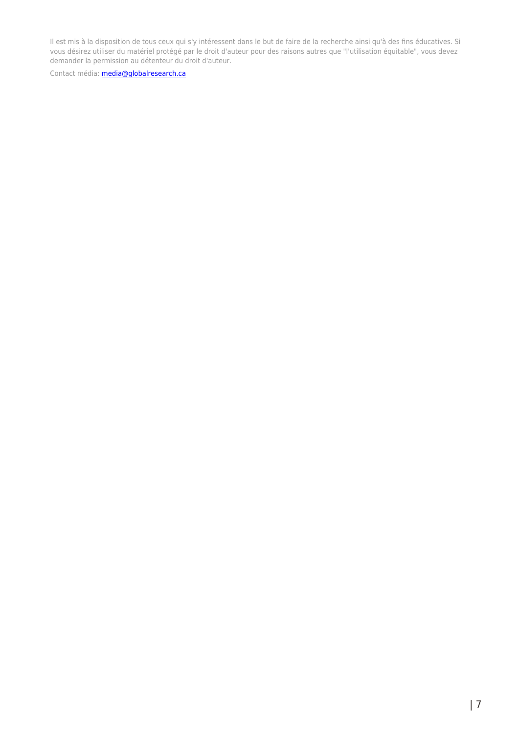Il est mis à la disposition de tous ceux qui s'y intéressent dans le but de faire de la recherche ainsi qu'à des fins éducatives. Si vous désirez utiliser du matériel protégé par le droit d'auteur pour des raisons autres que "l'utilisation équitable", vous devez demander la permission au détenteur du droit d'auteur.

Contact média: [media@globalresearch.ca](mailto:media@globalresearch.ca)